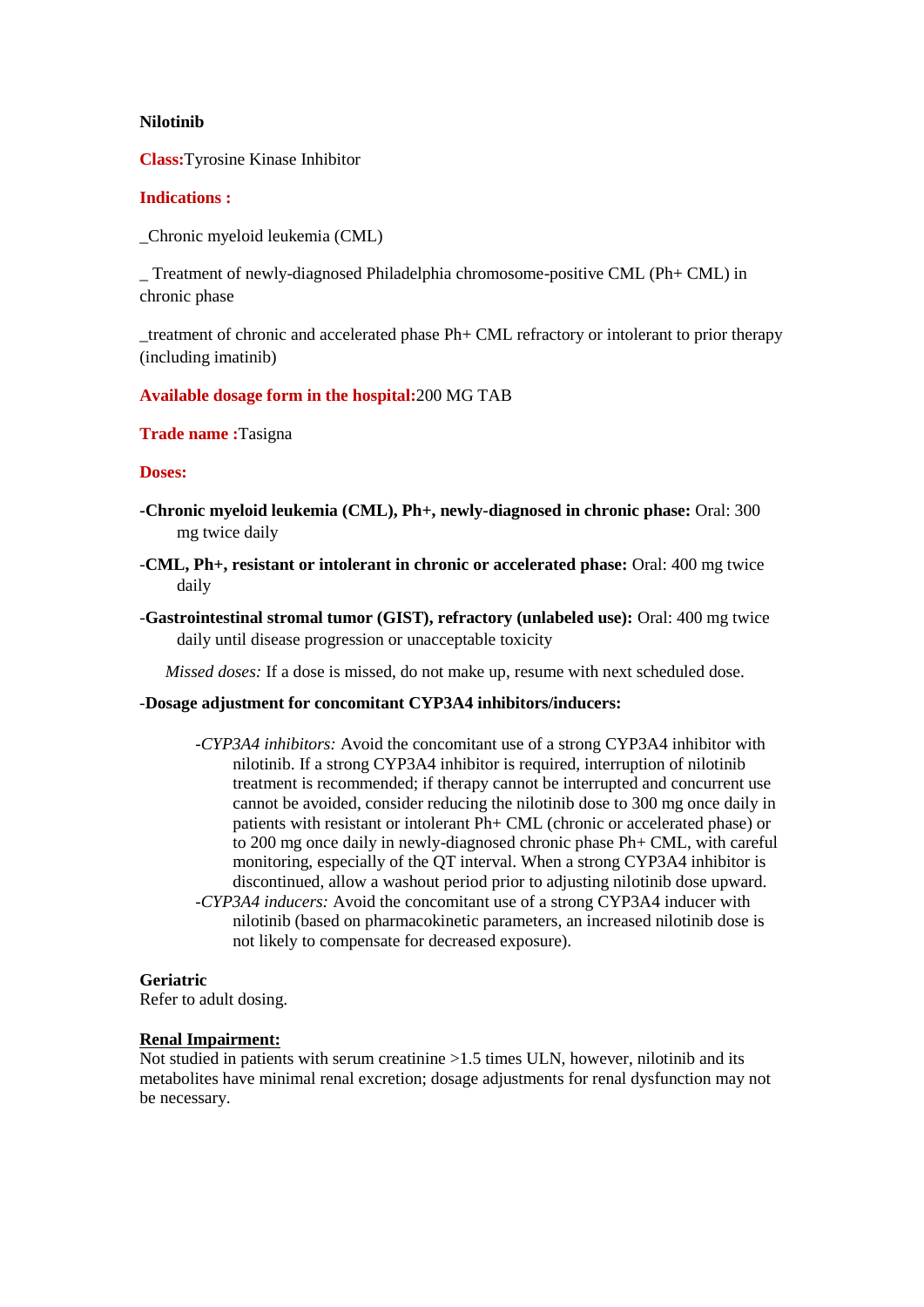**Nilotinib**

**Class:**Tyrosine Kinase Inhibitor

**Indications :**

_Chronic myeloid leukemia (CML)

_ Treatment of newly-diagnosed Philadelphia chromosome-positive CML (Ph+ CML) in chronic phase

_treatment of chronic and accelerated phase Ph+ CML refractory or intolerant to prior therapy (including imatinib)

**Available dosage form in the hospital:**200 MG TAB

**Trade name :**Tasigna

**Doses:**

-**Chronic myeloid leukemia (CML), Ph+, newly-diagnosed in chronic phase:** Oral: 300 mg twice daily

-**CML, Ph+, resistant or intolerant in chronic or accelerated phase:** Oral: 400 mg twice daily

-**Gastrointestinal stromal tumor (GIST), refractory (unlabeled use):** Oral: 400 mg twice daily until disease progression or unacceptable toxicity

*Missed doses:* If a dose is missed, do not make up, resume with next scheduled dose.

-**Dosage adjustment for concomitant CYP3A4 inhibitors/inducers:**

-*CYP3A4 inhibitors:* Avoid the concomitant use of a strong CYP3A4 inhibitor with nilotinib. If a strong CYP3A4 inhibitor is required, interruption of nilotinib treatment is recommended; if therapy cannot be interrupted and concurrent use cannot be avoided, consider reducing the nilotinib dose to 300 mg once daily in patients with resistant or intolerant Ph+ CML (chronic or accelerated phase) or to 200 mg once daily in newly-diagnosed chronic phase Ph+ CML, with careful monitoring, especially of the QT interval. When a strong CYP3A4 inhibitor is discontinued, allow a washout period prior to adjusting nilotinib dose upward.

-*CYP3A4 inducers:* Avoid the concomitant use of a strong CYP3A4 inducer with nilotinib (based on pharmacokinetic parameters, an increased nilotinib dose is not likely to compensate for decreased exposure).

**Geriatric**

Refer to adult dosing.

**Renal Impairment:**

Not studied in patients with serum creatinine >1.5 times ULN, however, nilotinib and its metabolites have minimal renal excretion; dosage adjustments for renal dysfunction may not be necessary.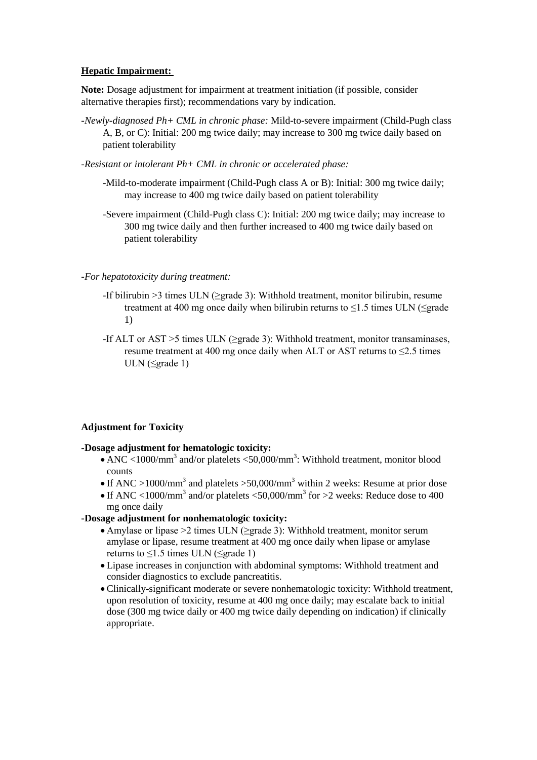**Hepatic Impairment:**

**Note:** Dosage adjustment for impairment at treatment initiation (if possible, consider alternative therapies first); recommendations vary by indication.

-*Newly-diagnosed Ph+ CML in chronic phase:* Mild-to-severe impairment (Child-Pugh class A, B, or C): Initial: 200 mg twice daily; may increase to 300 mg twice daily based on patient tolerability

-*Resistant or intolerant Ph+ CML in chronic or accelerated phase:*

-Mild-to-moderate impairment (Child-Pugh class A or B): Initial: 300 mg twice daily; may increase to 400 mg twice daily based on patient tolerability

-Severe impairment (Child-Pugh class C): Initial: 200 mg twice daily; may increase to 300 mg twice daily and then further increased to 400 mg twice daily based on patient tolerability

-*For hepatotoxicity during treatment:*

-If bilirubin >3 times ULN (≥grade 3): Withhold treatment, monitor bilirubin, resume treatment at 400 mg once daily when bilirubin returns to ≤1.5 times ULN (≤grade 1)

-If ALT or AST >5 times ULN (≥grade 3): Withhold treatment, monitor transaminases, resume treatment at 400 mg once daily when ALT or AST returns to ≤2.5 times ULN (≤grade 1)

**Adjustment for Toxicity**

**-Dosage adjustment for hematologic toxicity:**

- ANC <1000/mm$^3$ and/or platelets <50,000/mm$^3$: Withhold treatment, monitor blood counts
- If ANC >1000/mm$^3$ and platelets >50,000/mm$^3$ within 2 weeks: Resume at prior dose
- If ANC <1000/mm$^3$ and/or platelets <50,000/mm$^3$ for >2 weeks: Reduce dose to 400 mg once daily

**-Dosage adjustment for nonhematologic toxicity:**

- Amylase or lipase >2 times ULN (≥grade 3): Withhold treatment, monitor serum amylase or lipase, resume treatment at 400 mg once daily when lipase or amylase returns to ≤1.5 times ULN (≤grade 1)
- Lipase increases in conjunction with abdominal symptoms: Withhold treatment and consider diagnostics to exclude pancreatitis.
- Clinically-significant moderate or severe nonhematologic toxicity: Withhold treatment, upon resolution of toxicity, resume at 400 mg once daily; may escalate back to initial dose (300 mg twice daily or 400 mg twice daily depending on indication) if clinically appropriate.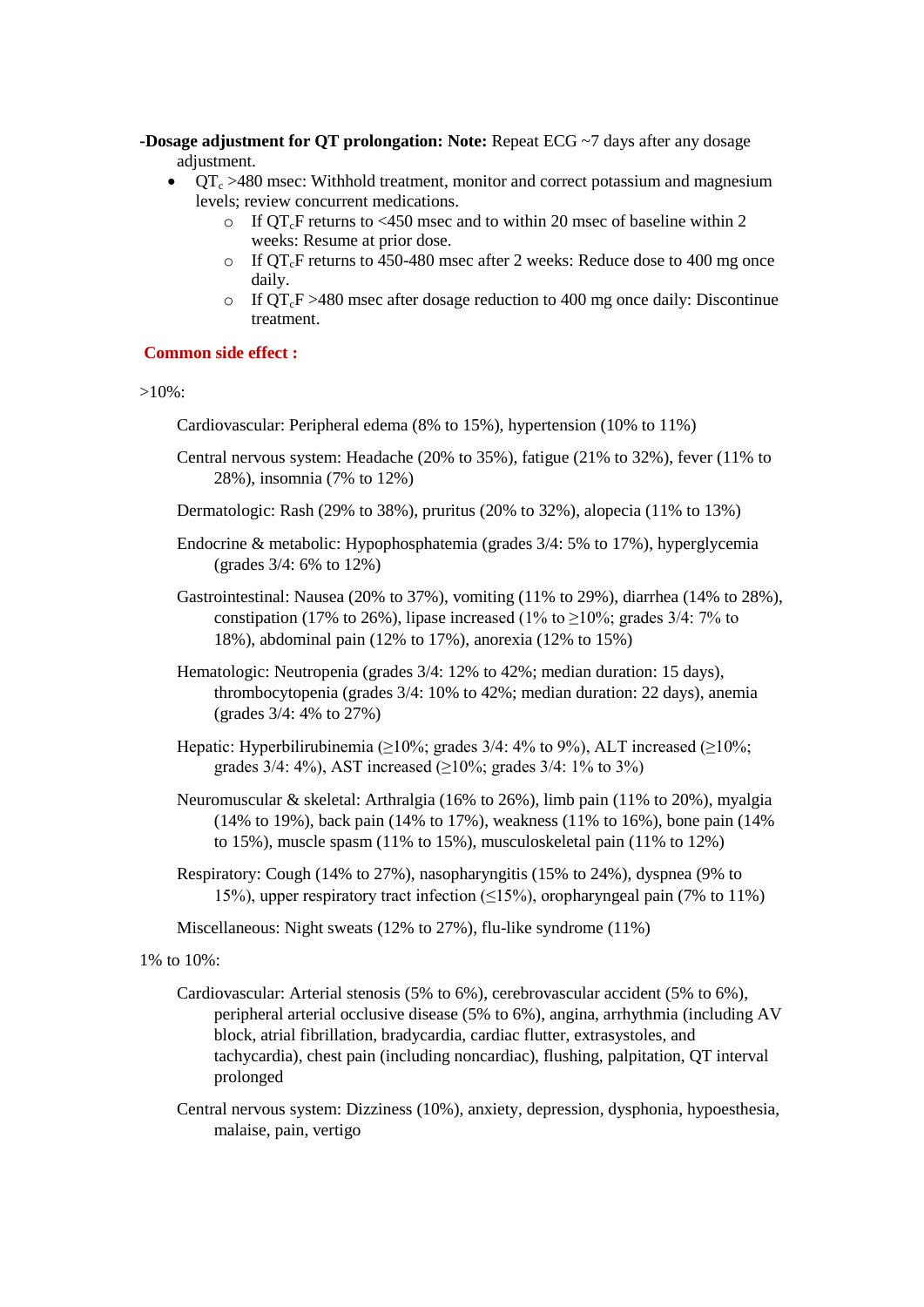**-Dosage adjustment for QT prolongation: Note:** Repeat ECG ~7 days after any dosage adjustment.

- $QT_c$ >480 msec: Withhold treatment, monitor and correct potassium and magnesium levels; review concurrent medications.
  - If $QT_cF$ returns to <450 msec and to within 20 msec of baseline within 2 weeks: Resume at prior dose.
  - If $QT_cF$ returns to 450-480 msec after 2 weeks: Reduce dose to 400 mg once daily.
  - If $QT_cF$ >480 msec after dosage reduction to 400 mg once daily: Discontinue treatment.

**Common side effect :**

>10%:

Cardiovascular: Peripheral edema (8% to 15%), hypertension (10% to 11%)

Central nervous system: Headache (20% to 35%), fatigue (21% to 32%), fever (11% to 28%), insomnia (7% to 12%)

Dermatologic: Rash (29% to 38%), pruritus (20% to 32%), alopecia (11% to 13%)

Endocrine & metabolic: Hypophosphatemia (grades 3/4: 5% to 17%), hyperglycemia (grades 3/4: 6% to 12%)

Gastrointestinal: Nausea (20% to 37%), vomiting (11% to 29%), diarrhea (14% to 28%), constipation (17% to 26%), lipase increased (1% to ≥10%; grades 3/4: 7% to 18%), abdominal pain (12% to 17%), anorexia (12% to 15%)

Hematologic: Neutropenia (grades 3/4: 12% to 42%; median duration: 15 days), thrombocytopenia (grades 3/4: 10% to 42%; median duration: 22 days), anemia (grades 3/4: 4% to 27%)

Hepatic: Hyperbilirubinemia (≥10%; grades 3/4: 4% to 9%), ALT increased (≥10%; grades 3/4: 4%), AST increased (≥10%; grades 3/4: 1% to 3%)

Neuromuscular & skeletal: Arthralgia (16% to 26%), limb pain (11% to 20%), myalgia (14% to 19%), back pain (14% to 17%), weakness (11% to 16%), bone pain (14% to 15%), muscle spasm (11% to 15%), musculoskeletal pain (11% to 12%)

Respiratory: Cough (14% to 27%), nasopharyngitis (15% to 24%), dyspnea (9% to 15%), upper respiratory tract infection (≤15%), oropharyngeal pain (7% to 11%)

Miscellaneous: Night sweats (12% to 27%), flu-like syndrome (11%)

1% to 10%:

Cardiovascular: Arterial stenosis (5% to 6%), cerebrovascular accident (5% to 6%), peripheral arterial occlusive disease (5% to 6%), angina, arrhythmia (including AV block, atrial fibrillation, bradycardia, cardiac flutter, extrasystoles, and tachycardia), chest pain (including noncardiac), flushing, palpitation, QT interval prolonged

Central nervous system: Dizziness (10%), anxiety, depression, dysphonia, hypoesthesia, malaise, pain, vertigo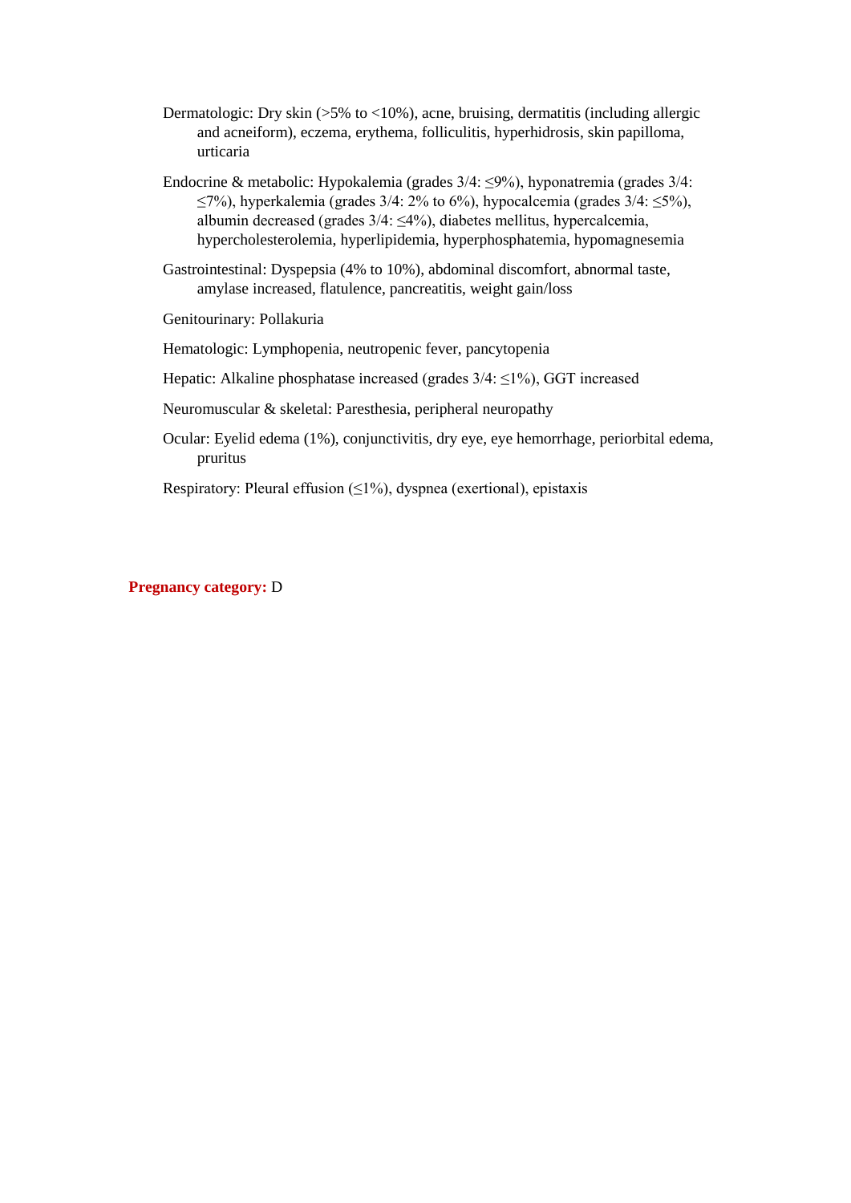Dermatologic: Dry skin (>5% to <10%), acne, bruising, dermatitis (including allergic and acneiform), eczema, erythema, folliculitis, hyperhidrosis, skin papilloma, urticaria

Endocrine & metabolic: Hypokalemia (grades 3/4: ≤9%), hyponatremia (grades 3/4: ≤7%), hyperkalemia (grades 3/4: 2% to 6%), hypocalcemia (grades 3/4: ≤5%), albumin decreased (grades 3/4: ≤4%), diabetes mellitus, hypercalcemia, hypercholesterolemia, hyperlipidemia, hyperphosphatemia, hypomagnesemia

Gastrointestinal: Dyspepsia (4% to 10%), abdominal discomfort, abnormal taste, amylase increased, flatulence, pancreatitis, weight gain/loss

Genitourinary: Pollakuria

Hematologic: Lymphopenia, neutropenic fever, pancytopenia

Hepatic: Alkaline phosphatase increased (grades 3/4: ≤1%), GGT increased

Neuromuscular & skeletal: Paresthesia, peripheral neuropathy

Ocular: Eyelid edema (1%), conjunctivitis, dry eye, eye hemorrhage, periorbital edema, pruritus

Respiratory: Pleural effusion (≤1%), dyspnea (exertional), epistaxis

**Pregnancy category:** D